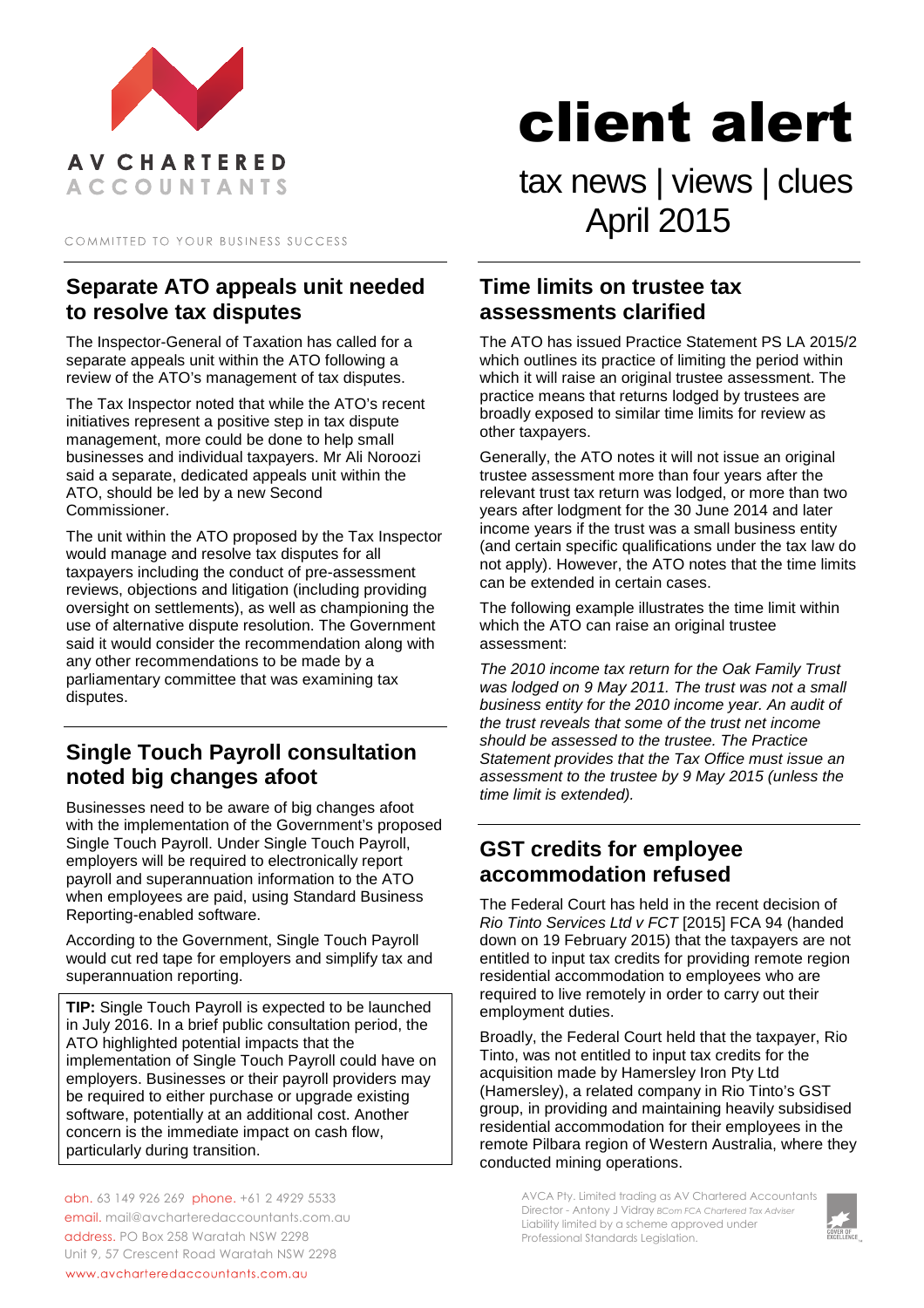AV CHARTERED ACCOUNTANTS

COMMITTED TO YOUR BUSINESS SUCCESS

# client alert

tax news | views | clues
April 2015

## Separate ATO appeals unit needed to resolve tax disputes

The Inspector-General of Taxation has called for a separate appeals unit within the ATO following a review of the ATO's management of tax disputes.

The Tax Inspector noted that while the ATO's recent initiatives represent a positive step in tax dispute management, more could be done to help small businesses and individual taxpayers. Mr Ali Noroozi said a separate, dedicated appeals unit within the ATO, should be led by a new Second Commissioner.

The unit within the ATO proposed by the Tax Inspector would manage and resolve tax disputes for all taxpayers including the conduct of pre-assessment reviews, objections and litigation (including providing oversight on settlements), as well as championing the use of alternative dispute resolution. The Government said it would consider the recommendation along with any other recommendations to be made by a parliamentary committee that was examining tax disputes.

## Single Touch Payroll consultation noted big changes afoot

Businesses need to be aware of big changes afoot with the implementation of the Government's proposed Single Touch Payroll. Under Single Touch Payroll, employers will be required to electronically report payroll and superannuation information to the ATO when employees are paid, using Standard Business Reporting-enabled software.

According to the Government, Single Touch Payroll would cut red tape for employers and simplify tax and superannuation reporting.

**TIP:** Single Touch Payroll is expected to be launched in July 2016. In a brief public consultation period, the ATO highlighted potential impacts that the implementation of Single Touch Payroll could have on employers. Businesses or their payroll providers may be required to either purchase or upgrade existing software, potentially at an additional cost. Another concern is the immediate impact on cash flow, particularly during transition.

## Time limits on trustee tax assessments clarified

The ATO has issued Practice Statement PS LA 2015/2 which outlines its practice of limiting the period within which it will raise an original trustee assessment. The practice means that returns lodged by trustees are broadly exposed to similar time limits for review as other taxpayers.

Generally, the ATO notes it will not issue an original trustee assessment more than four years after the relevant trust tax return was lodged, or more than two years after lodgment for the 30 June 2014 and later income years if the trust was a small business entity (and certain specific qualifications under the tax law do not apply). However, the ATO notes that the time limits can be extended in certain cases.

The following example illustrates the time limit within which the ATO can raise an original trustee assessment:

*The 2010 income tax return for the Oak Family Trust was lodged on 9 May 2011. The trust was not a small business entity for the 2010 income year. An audit of the trust reveals that some of the trust net income should be assessed to the trustee. The Practice Statement provides that the Tax Office must issue an assessment to the trustee by 9 May 2015 (unless the time limit is extended).*

## GST credits for employee accommodation refused

The Federal Court has held in the recent decision of *Rio Tinto Services Ltd v FCT* [2015] FCA 94 (handed down on 19 February 2015) that the taxpayers are not entitled to input tax credits for providing remote region residential accommodation to employees who are required to live remotely in order to carry out their employment duties.

Broadly, the Federal Court held that the taxpayer, Rio Tinto, was not entitled to input tax credits for the acquisition made by Hamersley Iron Pty Ltd (Hamersley), a related company in Rio Tinto's GST group, in providing and maintaining heavily subsidised residential accommodation for their employees in the remote Pilbara region of Western Australia, where they conducted mining operations.

abn. 63 149 926 269 phone. +61 2 4929 5533
email. mail@avcharteredaccountants.com.au
address. PO Box 258 Waratah NSW 2298
Unit 9, 57 Crescent Road Waratah NSW 2298
www.avcharteredaccountants.com.au

AVCA Pty. Limited trading as AV Chartered Accountants
Director - Antony J Vidray *BCom FCA Chartered Tax Adviser*
Liability limited by a scheme approved under Professional Standards Legislation.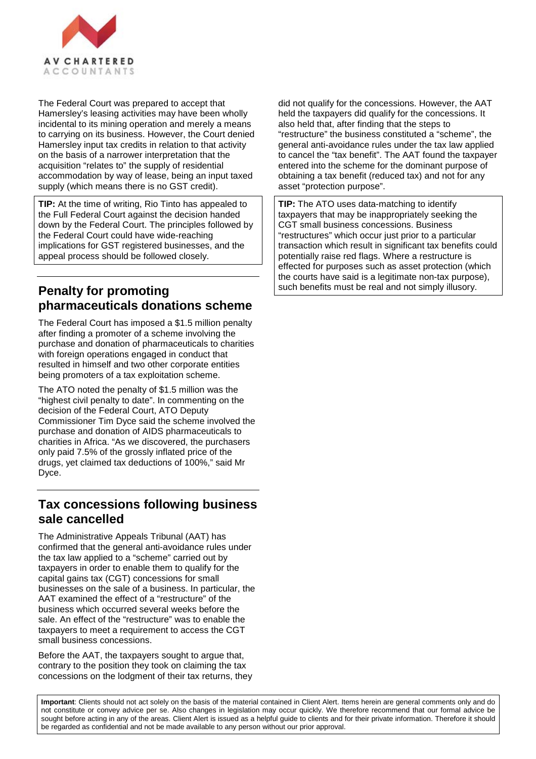The Federal Court was prepared to accept that Hamersley's leasing activities may have been wholly incidental to its mining operation and merely a means to carrying on its business. However, the Court denied Hamersley input tax credits in relation to that activity on the basis of a narrower interpretation that the acquisition "relates to" the supply of residential accommodation by way of lease, being an input taxed supply (which means there is no GST credit).

**TIP:** At the time of writing, Rio Tinto has appealed to the Full Federal Court against the decision handed down by the Federal Court. The principles followed by the Federal Court could have wide-reaching implications for GST registered businesses, and the appeal process should be followed closely.

## Penalty for promoting pharmaceuticals donations scheme

The Federal Court has imposed a $1.5 million penalty after finding a promoter of a scheme involving the purchase and donation of pharmaceuticals to charities with foreign operations engaged in conduct that resulted in himself and two other corporate entities being promoters of a tax exploitation scheme.

The ATO noted the penalty of $1.5 million was the "highest civil penalty to date". In commenting on the decision of the Federal Court, ATO Deputy Commissioner Tim Dyce said the scheme involved the purchase and donation of AIDS pharmaceuticals to charities in Africa. "As we discovered, the purchasers only paid 7.5% of the grossly inflated price of the drugs, yet claimed tax deductions of 100%," said Mr Dyce.

## Tax concessions following business sale cancelled

The Administrative Appeals Tribunal (AAT) has confirmed that the general anti-avoidance rules under the tax law applied to a "scheme" carried out by taxpayers in order to enable them to qualify for the capital gains tax (CGT) concessions for small businesses on the sale of a business. In particular, the AAT examined the effect of a "restructure" of the business which occurred several weeks before the sale. An effect of the "restructure" was to enable the taxpayers to meet a requirement to access the CGT small business concessions.

Before the AAT, the taxpayers sought to argue that, contrary to the position they took on claiming the tax concessions on the lodgment of their tax returns, they did not qualify for the concessions. However, the AAT held the taxpayers did qualify for the concessions. It also held that, after finding that the steps to "restructure" the business constituted a "scheme", the general anti-avoidance rules under the tax law applied to cancel the "tax benefit". The AAT found the taxpayer entered into the scheme for the dominant purpose of obtaining a tax benefit (reduced tax) and not for any asset "protection purpose".

**TIP:** The ATO uses data-matching to identify taxpayers that may be inappropriately seeking the CGT small business concessions. Business "restructures" which occur just prior to a particular transaction which result in significant tax benefits could potentially raise red flags. Where a restructure is effected for purposes such as asset protection (which the courts have said is a legitimate non-tax purpose), such benefits must be real and not simply illusory.

**Important**: Clients should not act solely on the basis of the material contained in Client Alert. Items herein are general comments only and do not constitute or convey advice per se. Also changes in legislation may occur quickly. We therefore recommend that our formal advice be sought before acting in any of the areas. Client Alert is issued as a helpful guide to clients and for their private information. Therefore it should be regarded as confidential and not be made available to any person without our prior approval.